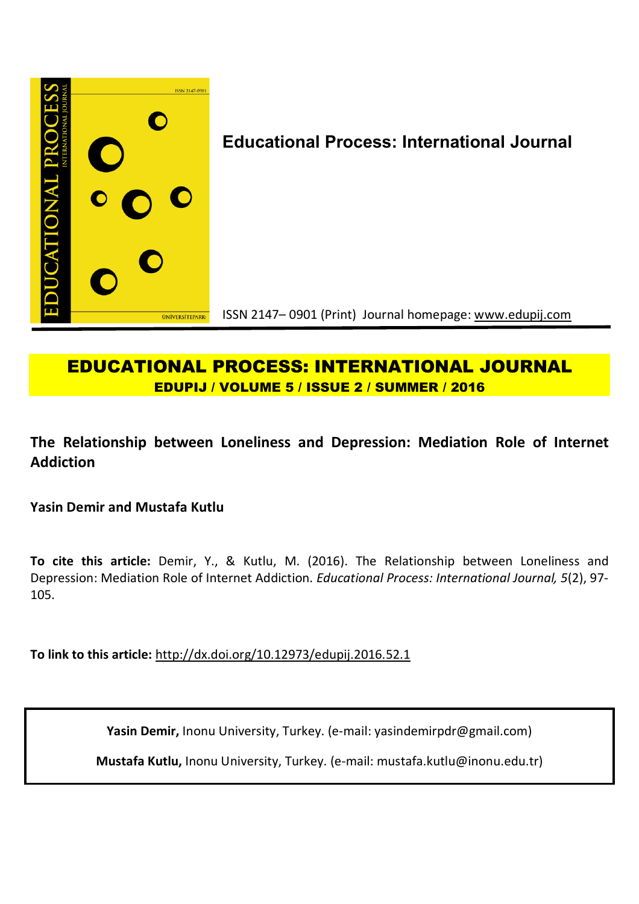**Educational Process: International Journal**

ISSN 2147– 0901 (Print) Journal homepage: www.edupij.com

# EDUCATIONAL PROCESS: INTERNATIONAL JOURNAL

**EDUPIJ / VOLUME 5 / ISSUE 2 / SUMMER / 2016**

## The Relationship between Loneliness and Depression: Mediation Role of Internet Addiction

**Yasin Demir and Mustafa Kutlu**

**To cite this article:** Demir, Y., & Kutlu, M. (2016). The Relationship between Loneliness and Depression: Mediation Role of Internet Addiction. *Educational Process: International Journal, 5*(2), 97-105.

**To link to this article:** http://dx.doi.org/10.12973/edupij.2016.52.1

**Yasin Demir,** Inonu University, Turkey. (e-mail: yasindemirpdr@gmail.com)

**Mustafa Kutlu,** Inonu University, Turkey. (e-mail: mustafa.kutlu@inonu.edu.tr)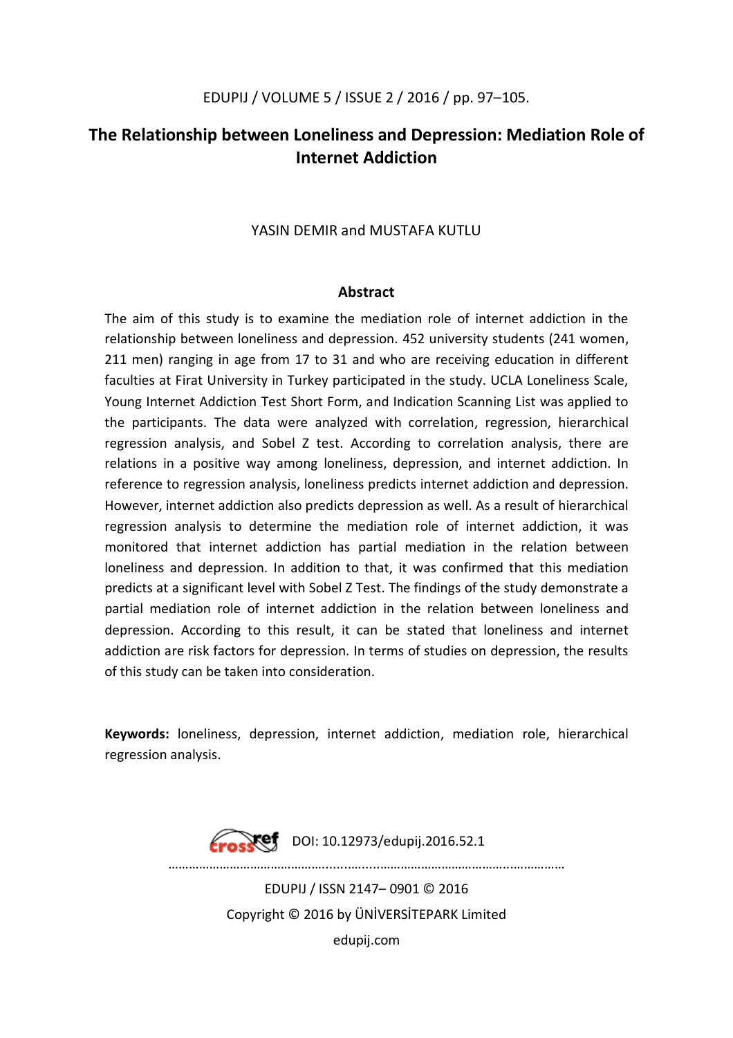# The Relationship between Loneliness and Depression: Mediation Role of Internet Addiction

YASIN DEMIR and MUSTAFA KUTLU

## Abstract

The aim of this study is to examine the mediation role of internet addiction in the relationship between loneliness and depression. 452 university students (241 women, 211 men) ranging in age from 17 to 31 and who are receiving education in different faculties at Firat University in Turkey participated in the study. UCLA Loneliness Scale, Young Internet Addiction Test Short Form, and Indication Scanning List was applied to the participants. The data were analyzed with correlation, regression, hierarchical regression analysis, and Sobel Z test. According to correlation analysis, there are relations in a positive way among loneliness, depression, and internet addiction. In reference to regression analysis, loneliness predicts internet addiction and depression. However, internet addiction also predicts depression as well. As a result of hierarchical regression analysis to determine the mediation role of internet addiction, it was monitored that internet addiction has partial mediation in the relation between loneliness and depression. In addition to that, it was confirmed that this mediation predicts at a significant level with Sobel Z Test. The findings of the study demonstrate a partial mediation role of internet addiction in the relation between loneliness and depression. According to this result, it can be stated that loneliness and internet addiction are risk factors for depression. In terms of studies on depression, the results of this study can be taken into consideration.

**Keywords:** loneliness, depression, internet addiction, mediation role, hierarchical regression analysis.

DOI: 10.12973/edupij.2016.52.1

EDUPIJ / ISSN 2147– 0901 © 2016

Copyright © 2016 by ÜNİVERSİTEPARK Limited

edupij.com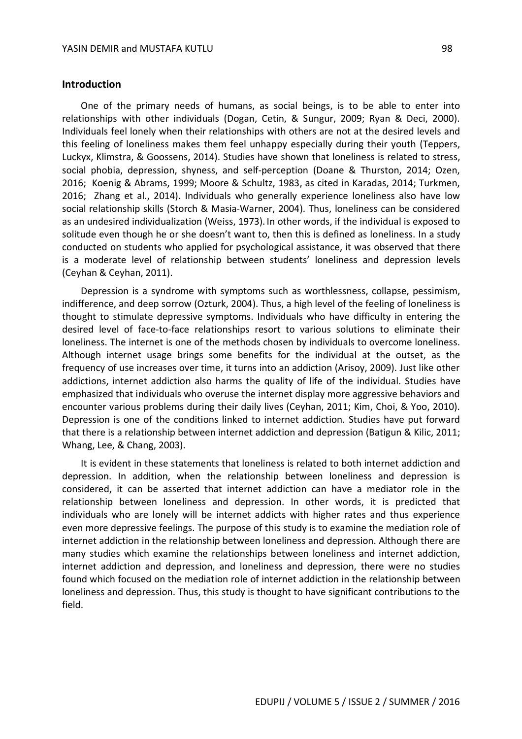## Introduction

One of the primary needs of humans, as social beings, is to be able to enter into relationships with other individuals (Dogan, Cetin, & Sungur, 2009; Ryan & Deci, 2000). Individuals feel lonely when their relationships with others are not at the desired levels and this feeling of loneliness makes them feel unhappy especially during their youth (Teppers, Luckyx, Klimstra, & Goossens, 2014). Studies have shown that loneliness is related to stress, social phobia, depression, shyness, and self-perception (Doane & Thurston, 2014; Ozen, 2016; Koenig & Abrams, 1999; Moore & Schultz, 1983, as cited in Karadas, 2014; Turkmen, 2016; Zhang et al., 2014). Individuals who generally experience loneliness also have low social relationship skills (Storch & Masia-Warner, 2004). Thus, loneliness can be considered as an undesired individualization (Weiss, 1973). In other words, if the individual is exposed to solitude even though he or she doesn't want to, then this is defined as loneliness. In a study conducted on students who applied for psychological assistance, it was observed that there is a moderate level of relationship between students' loneliness and depression levels (Ceyhan & Ceyhan, 2011).

Depression is a syndrome with symptoms such as worthlessness, collapse, pessimism, indifference, and deep sorrow (Ozturk, 2004). Thus, a high level of the feeling of loneliness is thought to stimulate depressive symptoms. Individuals who have difficulty in entering the desired level of face-to-face relationships resort to various solutions to eliminate their loneliness. The internet is one of the methods chosen by individuals to overcome loneliness. Although internet usage brings some benefits for the individual at the outset, as the frequency of use increases over time, it turns into an addiction (Arisoy, 2009). Just like other addictions, internet addiction also harms the quality of life of the individual. Studies have emphasized that individuals who overuse the internet display more aggressive behaviors and encounter various problems during their daily lives (Ceyhan, 2011; Kim, Choi, & Yoo, 2010). Depression is one of the conditions linked to internet addiction. Studies have put forward that there is a relationship between internet addiction and depression (Batigun & Kilic, 2011; Whang, Lee, & Chang, 2003).

It is evident in these statements that loneliness is related to both internet addiction and depression. In addition, when the relationship between loneliness and depression is considered, it can be asserted that internet addiction can have a mediator role in the relationship between loneliness and depression. In other words, it is predicted that individuals who are lonely will be internet addicts with higher rates and thus experience even more depressive feelings. The purpose of this study is to examine the mediation role of internet addiction in the relationship between loneliness and depression. Although there are many studies which examine the relationships between loneliness and internet addiction, internet addiction and depression, and loneliness and depression, there were no studies found which focused on the mediation role of internet addiction in the relationship between loneliness and depression. Thus, this study is thought to have significant contributions to the field.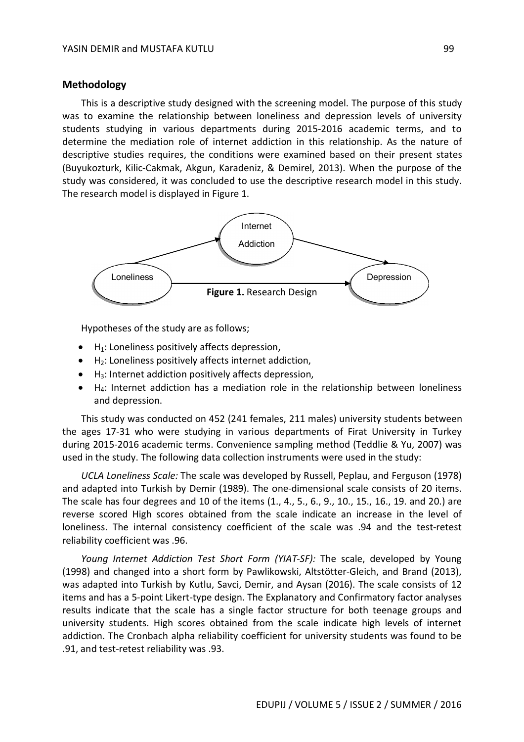## Methodology

This is a descriptive study designed with the screening model. The purpose of this study was to examine the relationship between loneliness and depression levels of university students studying in various departments during 2015-2016 academic terms, and to determine the mediation role of internet addiction in this relationship. As the nature of descriptive studies requires, the conditions were examined based on their present states (Buyukozturk, Kilic-Cakmak, Akgun, Karadeniz, & Demirel, 2013). When the purpose of the study was considered, it was concluded to use the descriptive research model in this study. The research model is displayed in Figure 1.

Internet Addiction

Loneliness

Depression

**Figure 1.** Research Design

Hypotheses of the study are as follows;

- $H_1$: Loneliness positively affects depression,
- $H_2$: Loneliness positively affects internet addiction,
- $H_3$: Internet addiction positively affects depression,
- $H_4$: Internet addiction has a mediation role in the relationship between loneliness and depression.

This study was conducted on 452 (241 females, 211 males) university students between the ages 17-31 who were studying in various departments of Firat University in Turkey during 2015-2016 academic terms. Convenience sampling method (Teddlie & Yu, 2007) was used in the study. The following data collection instruments were used in the study:

*UCLA Loneliness Scale:* The scale was developed by Russell, Peplau, and Ferguson (1978) and adapted into Turkish by Demir (1989). The one-dimensional scale consists of 20 items. The scale has four degrees and 10 of the items (1., 4., 5., 6., 9., 10., 15., 16., 19. and 20.) are reverse scored High scores obtained from the scale indicate an increase in the level of loneliness. The internal consistency coefficient of the scale was .94 and the test-retest reliability coefficient was .96.

*Young Internet Addiction Test Short Form (YIAT-SF):* The scale, developed by Young (1998) and changed into a short form by Pawlikowski, Altstötter-Gleich, and Brand (2013), was adapted into Turkish by Kutlu, Savci, Demir, and Aysan (2016). The scale consists of 12 items and has a 5-point Likert-type design. The Explanatory and Confirmatory factor analyses results indicate that the scale has a single factor structure for both teenage groups and university students. High scores obtained from the scale indicate high levels of internet addiction. The Cronbach alpha reliability coefficient for university students was found to be .91, and test-retest reliability was .93.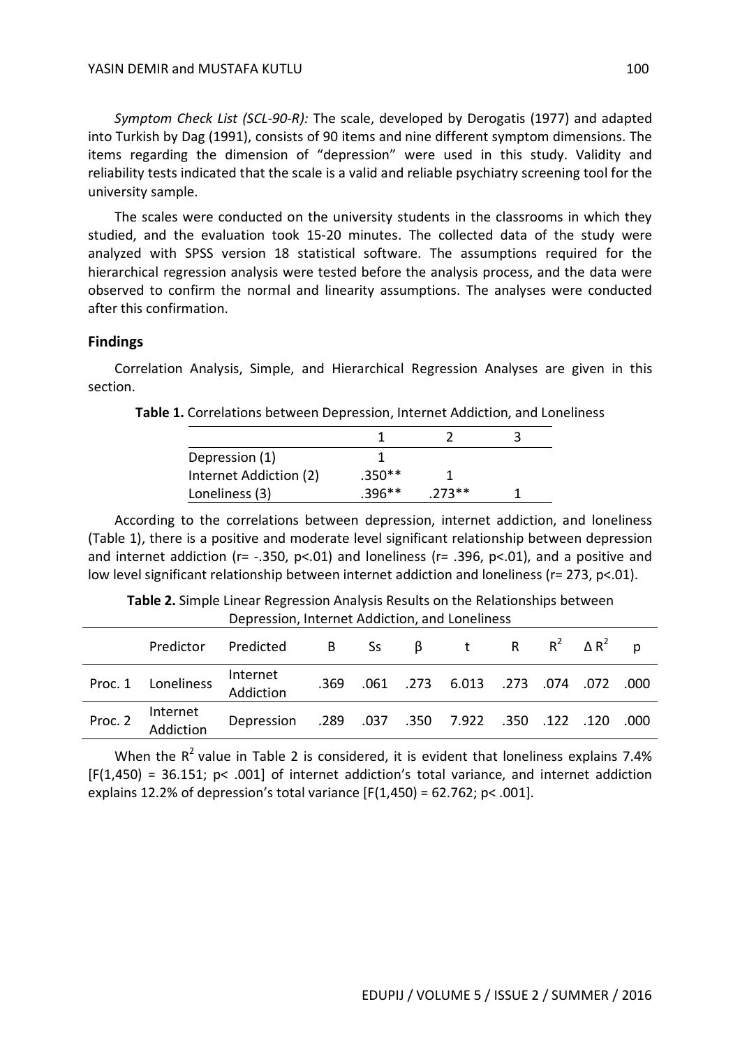*Symptom Check List (SCL-90-R):* The scale, developed by Derogatis (1977) and adapted into Turkish by Dag (1991), consists of 90 items and nine different symptom dimensions. The items regarding the dimension of "depression" were used in this study. Validity and reliability tests indicated that the scale is a valid and reliable psychiatry screening tool for the university sample.

The scales were conducted on the university students in the classrooms in which they studied, and the evaluation took 15-20 minutes. The collected data of the study were analyzed with SPSS version 18 statistical software. The assumptions required for the hierarchical regression analysis were tested before the analysis process, and the data were observed to confirm the normal and linearity assumptions. The analyses were conducted after this confirmation.

## Findings

Correlation Analysis, Simple, and Hierarchical Regression Analyses are given in this section.

**Table 1.** Correlations between Depression, Internet Addiction, and Loneliness

| | 1 | 2 | 3 |
|---|---|---|---|
| Depression (1) | 1 | | |
| Internet Addiction (2) | .350** | 1 | |
| Loneliness (3) | .396** | .273** | 1 |

According to the correlations between depression, internet addiction, and loneliness (Table 1), there is a positive and moderate level significant relationship between depression and internet addiction (r= -.350, p<.01) and loneliness (r= .396, p<.01), and a positive and low level significant relationship between internet addiction and loneliness (r= 273, p<.01).

**Table 2.** Simple Linear Regression Analysis Results on the Relationships between Depression, Internet Addiction, and Loneliness

| | Predictor | Predicted | B | Ss | β | t | R | $R^2$ | $\Delta R^2$ | p |
|---|---|---|---|---|---|---|---|---|---|---|
| Proc. 1 | Loneliness | Internet Addiction | .369 | .061 | .273 | 6.013 | .273 | .074 | .072 | .000 |
| Proc. 2 | Internet Addiction | Depression | .289 | .037 | .350 | 7.922 | .350 | .122 | .120 | .000 |

When the $R^2$ value in Table 2 is considered, it is evident that loneliness explains 7.4% [$F(1,450) = 36.151$; $p< .001$] of internet addiction's total variance, and internet addiction explains 12.2% of depression's total variance [$F(1,450) = 62.762$; $p< .001$].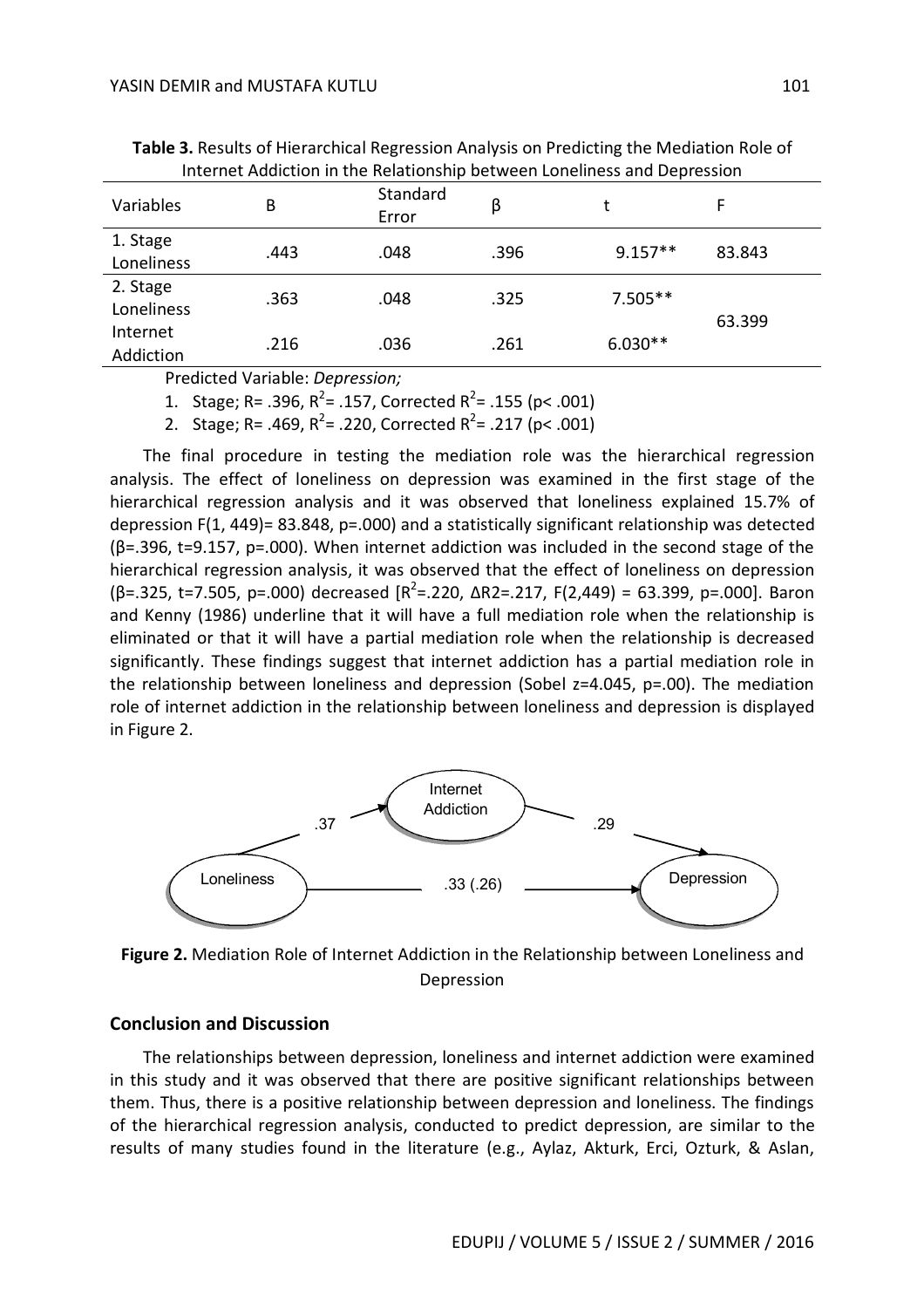**Table 3.** Results of Hierarchical Regression Analysis on Predicting the Mediation Role of Internet Addiction in the Relationship between Loneliness and Depression

| Variables | B | Standard Error | β | t | F |
|---|---|---|---|---|---|
| 1. Stage Loneliness | .443 | .048 | .396 | 9.157** | 83.843 |
| 2. Stage Loneliness | .363 | .048 | .325 | 7.505** | 63.399 |
| Internet Addiction | .216 | .036 | .261 | 6.030** | |

Predicted Variable: *Depression;*

1. Stage; R= .396, $R^2$= .157, Corrected $R^2$= .155 (p< .001)
2. Stage; R= .469, $R^2$= .220, Corrected $R^2$= .217 (p< .001)

The final procedure in testing the mediation role was the hierarchical regression analysis. The effect of loneliness on depression was examined in the first stage of the hierarchical regression analysis and it was observed that loneliness explained 15.7% of depression F(1, 449)= 83.848, p=.000) and a statistically significant relationship was detected (β=.396, t=9.157, p=.000). When internet addiction was included in the second stage of the hierarchical regression analysis, it was observed that the effect of loneliness on depression (β=.325, t=7.505, p=.000) decreased [$R^2$=.220, ΔR2=.217, F(2,449) = 63.399, p=.000]. Baron and Kenny (1986) underline that it will have a full mediation role when the relationship is eliminated or that it will have a partial mediation role when the relationship is decreased significantly. These findings suggest that internet addiction has a partial mediation role in the relationship between loneliness and depression (Sobel z=4.045, p=.00). The mediation role of internet addiction in the relationship between loneliness and depression is displayed in Figure 2.

Internet Addiction
.37
.29
Loneliness
.33 (.26)
Depression

**Figure 2.** Mediation Role of Internet Addiction in the Relationship between Loneliness and Depression

## Conclusion and Discussion

The relationships between depression, loneliness and internet addiction were examined in this study and it was observed that there are positive significant relationships between them. Thus, there is a positive relationship between depression and loneliness. The findings of the hierarchical regression analysis, conducted to predict depression, are similar to the results of many studies found in the literature (e.g., Aylaz, Akturk, Erci, Ozturk, & Aslan,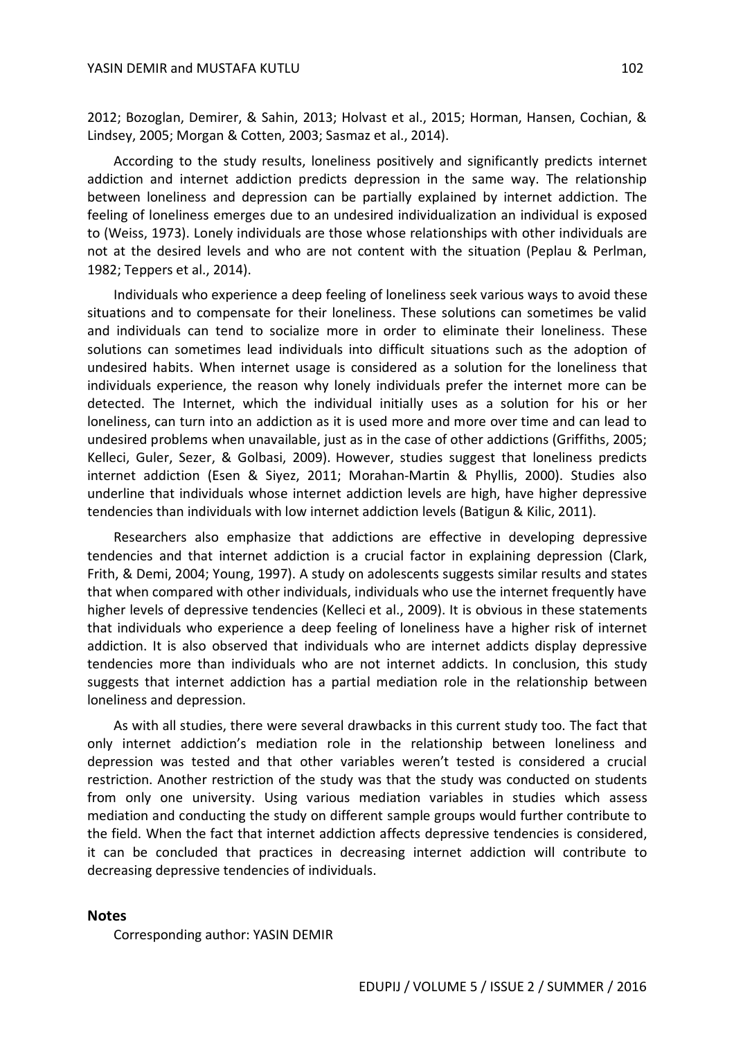2012; Bozoglan, Demirer, & Sahin, 2013; Holvast et al., 2015; Horman, Hansen, Cochian, & Lindsey, 2005; Morgan & Cotten, 2003; Sasmaz et al., 2014).

According to the study results, loneliness positively and significantly predicts internet addiction and internet addiction predicts depression in the same way. The relationship between loneliness and depression can be partially explained by internet addiction. The feeling of loneliness emerges due to an undesired individualization an individual is exposed to (Weiss, 1973). Lonely individuals are those whose relationships with other individuals are not at the desired levels and who are not content with the situation (Peplau & Perlman, 1982; Teppers et al., 2014).

Individuals who experience a deep feeling of loneliness seek various ways to avoid these situations and to compensate for their loneliness. These solutions can sometimes be valid and individuals can tend to socialize more in order to eliminate their loneliness. These solutions can sometimes lead individuals into difficult situations such as the adoption of undesired habits. When internet usage is considered as a solution for the loneliness that individuals experience, the reason why lonely individuals prefer the internet more can be detected. The Internet, which the individual initially uses as a solution for his or her loneliness, can turn into an addiction as it is used more and more over time and can lead to undesired problems when unavailable, just as in the case of other addictions (Griffiths, 2005; Kelleci, Guler, Sezer, & Golbasi, 2009). However, studies suggest that loneliness predicts internet addiction (Esen & Siyez, 2011; Morahan-Martin & Phyllis, 2000). Studies also underline that individuals whose internet addiction levels are high, have higher depressive tendencies than individuals with low internet addiction levels (Batigun & Kilic, 2011).

Researchers also emphasize that addictions are effective in developing depressive tendencies and that internet addiction is a crucial factor in explaining depression (Clark, Frith, & Demi, 2004; Young, 1997). A study on adolescents suggests similar results and states that when compared with other individuals, individuals who use the internet frequently have higher levels of depressive tendencies (Kelleci et al., 2009). It is obvious in these statements that individuals who experience a deep feeling of loneliness have a higher risk of internet addiction. It is also observed that individuals who are internet addicts display depressive tendencies more than individuals who are not internet addicts. In conclusion, this study suggests that internet addiction has a partial mediation role in the relationship between loneliness and depression.

As with all studies, there were several drawbacks in this current study too. The fact that only internet addiction's mediation role in the relationship between loneliness and depression was tested and that other variables weren't tested is considered a crucial restriction. Another restriction of the study was that the study was conducted on students from only one university. Using various mediation variables in studies which assess mediation and conducting the study on different sample groups would further contribute to the field. When the fact that internet addiction affects depressive tendencies is considered, it can be concluded that practices in decreasing internet addiction will contribute to decreasing depressive tendencies of individuals.

## Notes

Corresponding author: YASIN DEMIR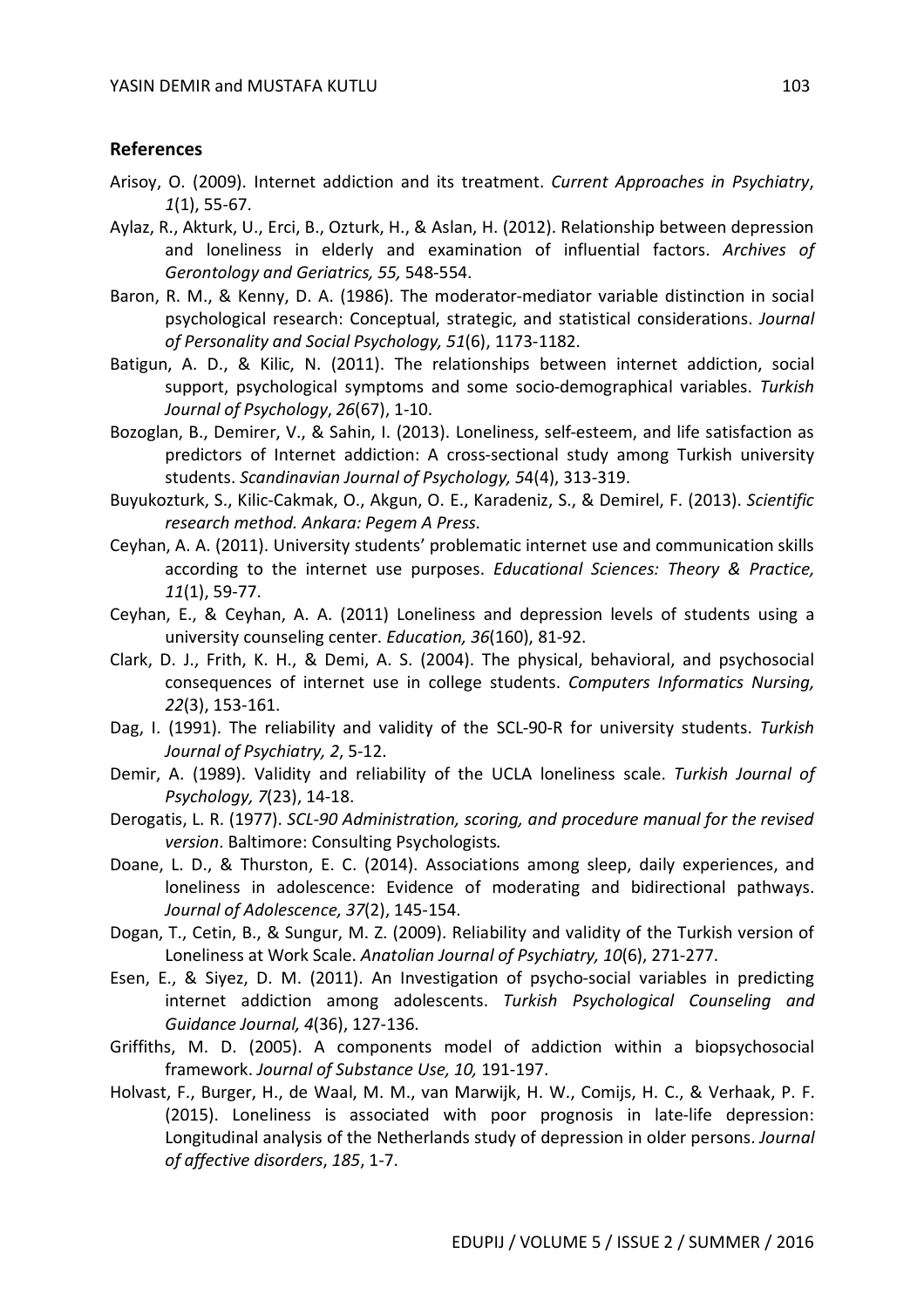## References

Arisoy, O. (2009). Internet addiction and its treatment. *Current Approaches in Psychiatry*, *1*(1), 55-67.

Aylaz, R., Akturk, U., Erci, B., Ozturk, H., & Aslan, H. (2012). Relationship between depression and loneliness in elderly and examination of influential factors. *Archives of Gerontology and Geriatrics, 55,* 548-554.

Baron, R. M., & Kenny, D. A. (1986). The moderator-mediator variable distinction in social psychological research: Conceptual, strategic, and statistical considerations. *Journal of Personality and Social Psychology, 51*(6), 1173-1182.

Batigun, A. D., & Kilic, N. (2011). The relationships between internet addiction, social support, psychological symptoms and some socio-demographical variables. *Turkish Journal of Psychology*, *26*(67), 1-10.

Bozoglan, B., Demirer, V., & Sahin, I. (2013). Loneliness, self-esteem, and life satisfaction as predictors of Internet addiction: A cross-sectional study among Turkish university students. *Scandinavian Journal of Psychology, 5*4(4), 313-319.

Buyukozturk, S., Kilic-Cakmak, O., Akgun, O. E., Karadeniz, S., & Demirel, F. (2013). *Scientific research method. Ankara: Pegem A Press*.

Ceyhan, A. A. (2011). University students' problematic internet use and communication skills according to the internet use purposes. *Educational Sciences: Theory & Practice, 11*(1), 59-77.

Ceyhan, E., & Ceyhan, A. A. (2011) Loneliness and depression levels of students using a university counseling center. *Education, 36*(160), 81-92.

Clark, D. J., Frith, K. H., & Demi, A. S. (2004). The physical, behavioral, and psychosocial consequences of internet use in college students. *Computers Informatics Nursing, 22*(3), 153-161.

Dag, I. (1991). The reliability and validity of the SCL-90-R for university students. *Turkish Journal of Psychiatry, 2*, 5-12.

Demir, A. (1989). Validity and reliability of the UCLA loneliness scale. *Turkish Journal of Psychology, 7*(23), 14-18.

Derogatis, L. R. (1977). *SCL-90 Administration, scoring, and procedure manual for the revised version*. Baltimore: Consulting Psychologists*.*

Doane, L. D., & Thurston, E. C. (2014). Associations among sleep, daily experiences, and loneliness in adolescence: Evidence of moderating and bidirectional pathways. *Journal of Adolescence, 37*(2), 145-154.

Dogan, T., Cetin, B., & Sungur, M. Z. (2009). Reliability and validity of the Turkish version of Loneliness at Work Scale. *Anatolian Journal of Psychiatry, 10*(6), 271-277.

Esen, E., & Siyez, D. M. (2011). An Investigation of psycho-social variables in predicting internet addiction among adolescents. *Turkish Psychological Counseling and Guidance Journal, 4*(36), 127-136.

Griffiths, M. D. (2005). A components model of addiction within a biopsychosocial framework. *Journal of Substance Use, 10,* 191-197.

Holvast, F., Burger, H., de Waal, M. M., van Marwijk, H. W., Comijs, H. C., & Verhaak, P. F. (2015). Loneliness is associated with poor prognosis in late-life depression: Longitudinal analysis of the Netherlands study of depression in older persons. *Journal of affective disorders*, *185*, 1-7.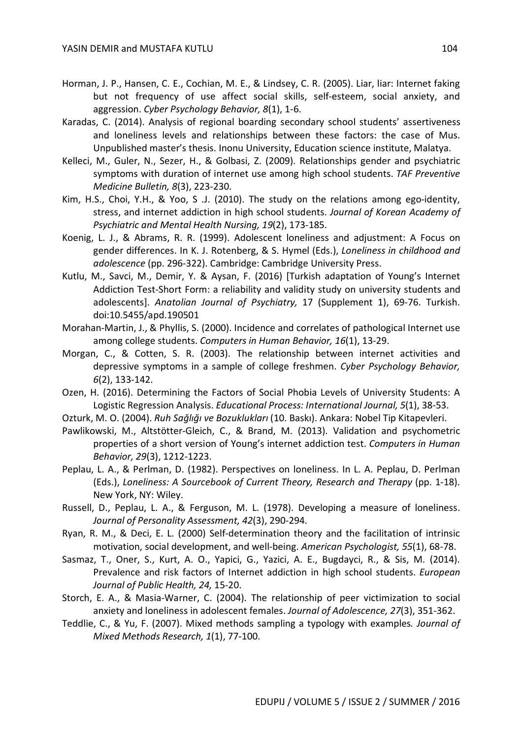Horman, J. P., Hansen, C. E., Cochian, M. E., & Lindsey, C. R. (2005). Liar, liar: Internet faking but not frequency of use affect social skills, self-esteem, social anxiety, and aggression. *Cyber Psychology Behavior, 8*(1), 1-6.

Karadas, C. (2014). Analysis of regional boarding secondary school students' assertiveness and loneliness levels and relationships between these factors: the case of Mus. Unpublished master's thesis. Inonu University, Education science institute, Malatya.

Kelleci, M., Guler, N., Sezer, H., & Golbasi, Z. (2009). Relationships gender and psychiatric symptoms with duration of internet use among high school students. *TAF Preventive Medicine Bulletin, 8*(3), 223-230.

Kim, H.S., Choi, Y.H., & Yoo, S .J. (2010). The study on the relations among ego-identity, stress, and internet addiction in high school students. *Journal of Korean Academy of Psychiatric and Mental Health Nursing, 19*(2), 173-185.

Koenig, L. J., & Abrams, R. R. (1999). Adolescent loneliness and adjustment: A Focus on gender differences. In K. J. Rotenberg, & S. Hymel (Eds.), *Loneliness in childhood and adolescence* (pp. 296-322). Cambridge: Cambridge University Press.

Kutlu, M., Savci, M., Demir, Y. & Aysan, F. (2016) [Turkish adaptation of Young's Internet Addiction Test-Short Form: a reliability and validity study on university students and adolescents]. *Anatolian Journal of Psychiatry,* 17 (Supplement 1), 69-76. Turkish. doi:10.5455/apd.190501

Morahan-Martin, J., & Phyllis, S. (2000). Incidence and correlates of pathological Internet use among college students. *Computers in Human Behavior, 16*(1), 13-29.

Morgan, C., & Cotten, S. R. (2003). The relationship between internet activities and depressive symptoms in a sample of college freshmen. *Cyber Psychology Behavior, 6*(2), 133-142.

Ozen, H. (2016). Determining the Factors of Social Phobia Levels of University Students: A Logistic Regression Analysis. *Educational Process: International Journal, 5*(1), 38-53.

Ozturk, M. O. (2004). *Ruh Sağlığı ve Bozuklukları* (10. Baskı). Ankara: Nobel Tip Kitapevleri.

Pawlikowski, M., Altstötter-Gleich, C., & Brand, M. (2013). Validation and psychometric properties of a short version of Young's internet addiction test. *Computers in Human Behavior, 29*(3), 1212-1223.

Peplau, L. A., & Perlman, D. (1982). Perspectives on loneliness. In L. A. Peplau, D. Perlman (Eds.), *Loneliness: A Sourcebook of Current Theory, Research and Therapy* (pp. 1-18). New York, NY: Wiley.

Russell, D., Peplau, L. A., & Ferguson, M. L. (1978). Developing a measure of loneliness. *Journal of Personality Assessment, 42*(3), 290-294.

Ryan, R. M., & Deci, E. L. (2000) Self-determination theory and the facilitation of intrinsic motivation, social development, and well-being. *American Psychologist, 55*(1), 68-78.

Sasmaz, T., Oner, S., Kurt, A. O., Yapici, G., Yazici, A. E., Bugdayci, R., & Sis, M. (2014). Prevalence and risk factors of Internet addiction in high school students. *European Journal of Public Health, 24,* 15-20.

Storch, E. A., & Masia-Warner, C. (2004). The relationship of peer victimization to social anxiety and loneliness in adolescent females. *Journal of Adolescence, 27*(3), 351-362.

Teddlie, C., & Yu, F. (2007). Mixed methods sampling a typology with examples*. Journal of Mixed Methods Research, 1*(1), 77-100.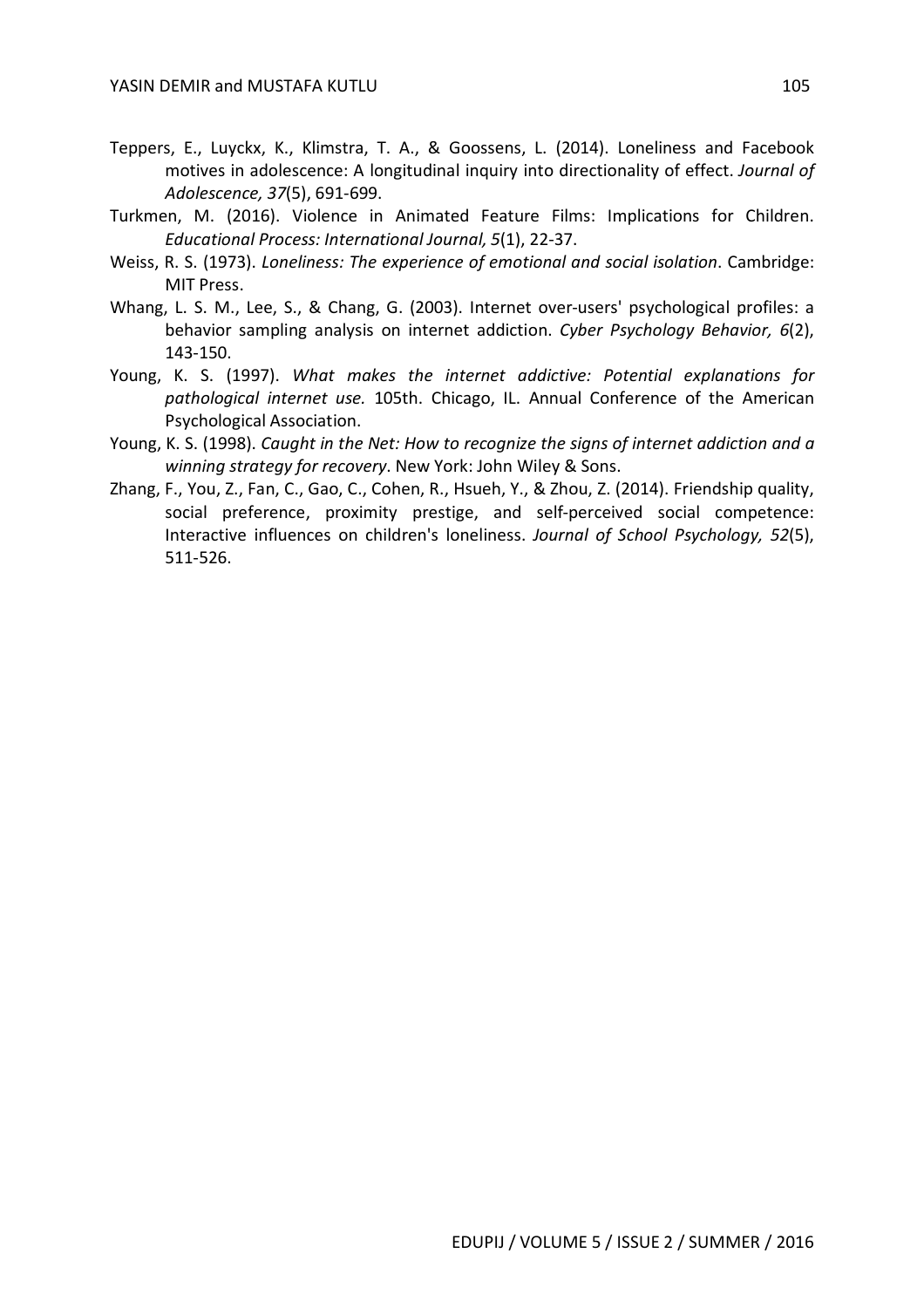Teppers, E., Luyckx, K., Klimstra, T. A., & Goossens, L. (2014). Loneliness and Facebook motives in adolescence: A longitudinal inquiry into directionality of effect. *Journal of Adolescence, 37*(5), 691-699.

Turkmen, M. (2016). Violence in Animated Feature Films: Implications for Children. *Educational Process: International Journal, 5*(1), 22-37.

Weiss, R. S. (1973). *Loneliness: The experience of emotional and social isolation*. Cambridge: MIT Press.

Whang, L. S. M., Lee, S., & Chang, G. (2003). Internet over-users' psychological profiles: a behavior sampling analysis on internet addiction. *Cyber Psychology Behavior, 6*(2), 143-150.

Young, K. S. (1997). *What makes the internet addictive: Potential explanations for pathological internet use.* 105th. Chicago, IL. Annual Conference of the American Psychological Association.

Young, K. S. (1998). *Caught in the Net: How to recognize the signs of internet addiction and a winning strategy for recovery*. New York: John Wiley & Sons.

Zhang, F., You, Z., Fan, C., Gao, C., Cohen, R., Hsueh, Y., & Zhou, Z. (2014). Friendship quality, social preference, proximity prestige, and self-perceived social competence: Interactive influences on children's loneliness. *Journal of School Psychology, 52*(5), 511-526.